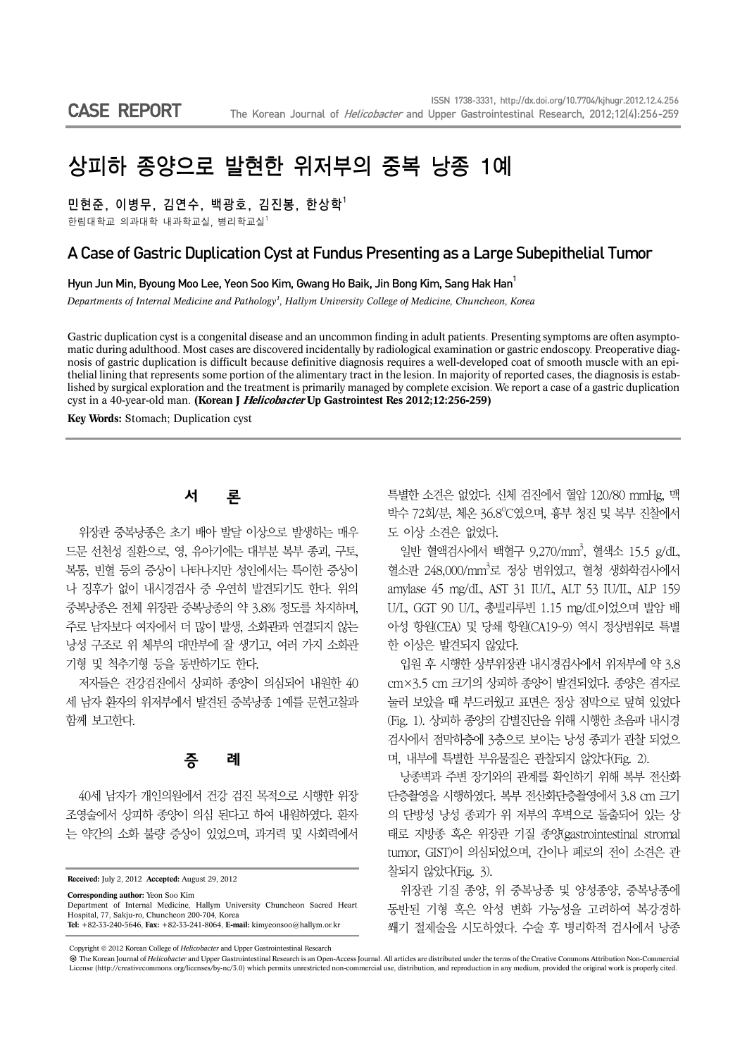CASE REPORT

ISSN 1738-3331, http://dx.doi.org/10.7704/kjhugr.2012.12.4.256

# 상피하 종양으로 발현한 위저부의 중복 낭종 1예

민현준, 이병무, 김연수, 백광호, 김진봉, 한상학[1]

한림대학교 의과대학 내과학교실, 병리학교실[1]

## A Case of Gastric Duplication Cyst at Fundus Presenting as a Large Subepithelial Tumor

Hyun Jun Min, Byoung Moo Lee, Yeon Soo Kim, Gwang Ho Baik, Jin Bong Kim, Sang Hak Han[1]

*Departments of Internal Medicine and Pathology[1], Hallym University College of Medicine, Chuncheon, Korea*

Gastric duplication cyst is a congenital disease and an uncommon finding in adult patients. Presenting symptoms are often asymptomatic during adulthood. Most cases are discovered incidentally by radiological examination or gastric endoscopy. Preoperative diagnosis of gastric duplication is difficult because definitive diagnosis requires a well-developed coat of smooth muscle with an epithelial lining that represents some portion of the alimentary tract in the lesion. In majority of reported cases, the diagnosis is established by surgical exploration and the treatment is primarily managed by complete excision. We report a case of a gastric duplication cyst in a 40-year-old man. **(Korean J *Helicobacter* Up Gastrointest Res 2012;12:256-259)**

**Key Words:** Stomach; Duplication cyst

## 서 론

위장관 중복낭종은 초기 배아 발달 이상으로 발생하는 매우 드문 선천성 질환으로, 영, 유아기에는 대부분 복부 종괴, 구토, 복통, 빈혈 등의 증상이 나타나지만 성인에서는 특이한 증상이나 징후가 없이 내시경검사 중 우연히 발견되기도 한다. 위의 중복낭종은 전체 위장관 중복낭종의 약 3.8% 정도를 차지하며, 주로 남자보다 여자에서 더 많이 발생, 소화관과 연결되지 않는 낭성 구조로 위 체부의 대만부에 잘 생기고, 여러 가지 소화관 기형 및 척추기형 등을 동반하기도 한다.

저자들은 건강검진에서 상피하 종양이 의심되어 내원한 40세 남자 환자의 위저부에서 발견된 중복낭종 1예를 문헌고찰과 함께 보고한다.

## 증 례

40세 남자가 개인의원에서 건강 검진 목적으로 시행한 위장조영술에서 상피하 종양이 의심 된다고 하여 내원하였다. 환자는 약간의 소화 불량 증상이 있었으며, 과거력 및 사회력에서 특별한 소견은 없었다. 신체 검진에서 혈압 120/80 mmHg, 맥박수 72회/분, 체온 36.8°C였으며, 흉부 청진 및 복부 진찰에서도 이상 소견은 없었다.

일반 혈액검사에서 백혈구 9,270/mm$^3$, 혈색소 15.5 g/dL, 혈소판 248,000/mm$^3$로 정상 범위였고, 혈청 생화학검사에서 amylase 45 mg/dL, AST 31 IU/L, ALT 53 IU/L, ALP 159 U/L, GGT 90 U/L, 총빌리루빈 1.15 mg/dL이었으며 발암 배아성 항원(CEA) 및 당쇄 항원(CA19-9) 역시 정상범위로 특별한 이상은 발견되지 않았다.

입원 후 시행한 상부위장관 내시경검사에서 위저부에 약 3.8 cm×3.5 cm 크기의 상피하 종양이 발견되었다. 종양은 겸자로 눌러 보았을 때 부드러웠고 표면은 정상 점막으로 덮여 있었다(Fig. 1). 상피하 종양의 감별진단을 위해 시행한 초음파 내시경검사에서 점막하층에 3층으로 보이는 낭성 종괴가 관찰 되었으며, 내부에 특별한 부유물질은 관찰되지 않았다(Fig. 2).

낭종벽과 주변 장기와의 관계를 확인하기 위해 복부 전산화단층촬영을 시행하였다. 복부 전산화단층촬영에서 3.8 cm 크기의 단방성 낭성 종괴가 위 저부의 후벽으로 돌출되어 있는 상태로 지방종 혹은 위장관 기질 종양(gastrointestinal stromal tumor, GIST)이 의심되었으며, 간이나 폐로의 전이 소견은 관찰되지 않았다(Fig. 3).

위장관 기질 종양, 위 중복낭종 및 양성종양, 중복낭종에 동반된 기형 혹은 악성 변화 가능성을 고려하여 복강경하 쐐기 절제술을 시도하였다. 수술 후 병리학적 검사에서 낭종

**Received:** July 2, 2012 **Accepted:** August 29, 2012

**Corresponding author:** Yeon Soo Kim
Department of Internal Medicine, Hallym University Chuncheon Sacred Heart Hospital, 77, Sakju-ro, Chuncheon 200-704, Korea
**Tel:** +82-33-240-5646, **Fax:** +82-33-241-8064, **E-mail:** kimyeonsoo@hallym.or.kr

Copyright © 2012 Korean College of *Helicobacter* and Upper Gastrointestinal Research

The Korean Journal of *Helicobacter* and Upper Gastrointestinal Research is an Open-Access Journal. All articles are distributed under the terms of the Creative Commons Attribution Non-Commercial License (http://creativecommons.org/licenses/by-nc/3.0) which permits unrestricted non-commercial use, distribution, and reproduction in any medium, provided the original work is properly cited.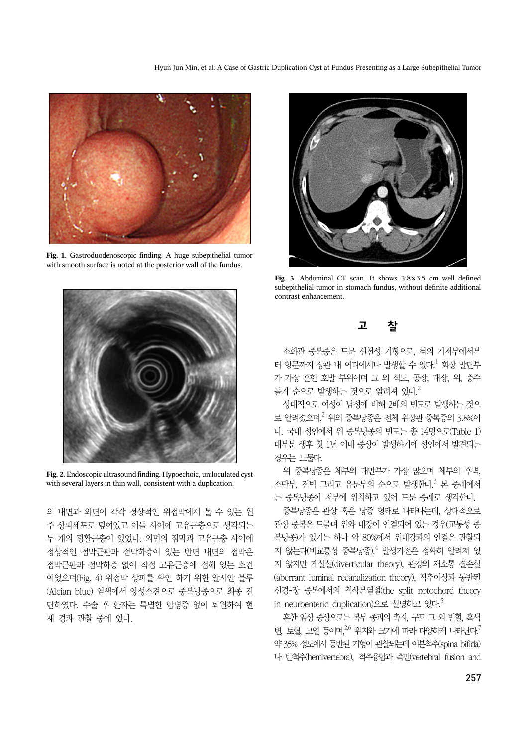Fig. 1. Gastroduodenoscopic finding. A huge subepithelial tumor with smooth surface is noted at the posterior wall of the fundus.

Fig. 2. Endoscopic ultrasound finding. Hypoechoic, uniloculated cyst with several layers in thin wall, consistent with a duplication.

의 내면과 외면이 각각 정상적인 위점막에서 볼 수 있는 원주 상피세포로 덮여있고 이들 사이에 고유근층으로 생각되는 두 개의 평활근층이 있었다. 외면의 점막과 고유근층 사이에 정상적인 점막근판과 점막하층이 있는 반면 내면의 점막은 점막근판과 점막하층 없이 직접 고유근층에 접해 있는 소견이었으며(Fig. 4) 위점막 상피를 확인 하기 위한 알시안 블루(Alcian blue) 염색에서 양성소견으로 중복낭종으로 최종 진단하였다. 수술 후 환자는 특별한 합병증 없이 퇴원하여 현재 경과 관찰 중에 있다.

Fig. 3. Abdominal CT scan. It shows 3.8×3.5 cm well defined subepithelial tumor in stomach fundus, without definite additional contrast enhancement.

## 고 찰

소화관 중복증은 드문 선천성 기형으로, 혀의 기저부에서부터 항문까지 장관 내 어디에서나 발생할 수 있다.[1] 회장 말단부가 가장 흔한 호발 부위이며 그 외 식도, 공장, 대장, 위, 충수돌기 순으로 발생하는 것으로 알려져 있다.[2]

상대적으로 여성이 남성에 비해 2배의 빈도로 발생하는 것으로 알려졌으며,[2] 위의 중복낭종은 전체 위장관 중복증의 3.8%이다. 국내 성인에서 위 중복낭종의 빈도는 총 14명으로(Table 1) 대부분 생후 첫 1년 이내 증상이 발생하기에 성인에서 발견되는 경우는 드물다.

위 중복낭종은 체부의 대만부가 가장 많으며 체부의 후벽, 소만부, 전벽 그리고 유문부의 순으로 발생한다.[3] 본 증례에서는 중복낭종이 저부에 위치하고 있어 드문 증례로 생각한다.

중복낭종은 관상 혹은 낭종 형태로 나타나는데, 상대적으로 관상 중복은 드물며 위와 내강이 연결되어 있는 경우(교통성 중복낭종)가 있기는 하나 약 80%에서 위내강과의 연결은 관찰되지 않는다(비교통성 중복낭종).[4] 발생기전은 정확히 알려져 있지 않지만 게실설(diverticular theory), 관강의 재소통 결손설(aberrant luminal recanalization theory), 척추이상과 동반된 신경-장 중복에서의 척삭분열설(the split notochord theory in neuroenteric duplication)으로 설명하고 있다.[5]

흔한 임상 증상으로는 복부 종괴의 촉지, 구토 그 외 빈혈, 흑색변, 토혈, 고열 등이며,[2,6] 위치와 크기에 따라 다양하게 나타난다.[7] 약 35% 정도에서 동반된 기형이 관찰되는데 이분척추(spina bifida)나 반척추(hemivertebra), 척추융합과 측만(vertebral fusion and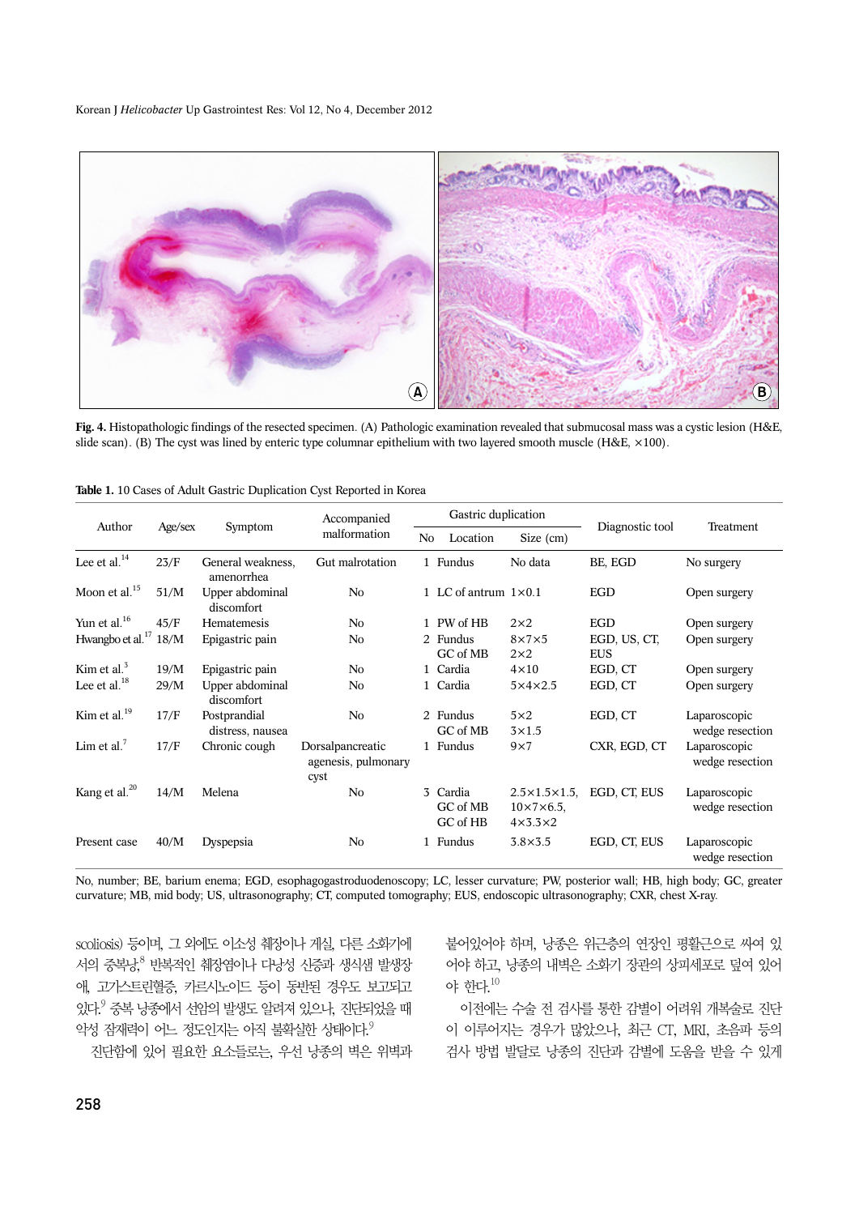**Fig. 4.** Histopathologic findings of the resected specimen. (A) Pathologic examination revealed that submucosal mass was a cystic lesion (H&E, slide scan). (B) The cyst was lined by enteric type columnar epithelium with two layered smooth muscle (H&E, ×100).

**Table 1.** 10 Cases of Adult Gastric Duplication Cyst Reported in Korea

| Author | Age/sex | Symptom | Accompanied malformation | Gastric duplication | | | Diagnostic tool | Treatment |
|---|---|---|---|---|---|---|---|---|
| | | | | No | Location | Size (cm) | | |
| Lee et al.[14] | 23/F | General weakness, amenorrhea | Gut malrotation | 1 | Fundus | No data | BE, EGD | No surgery |
| Moon et al.[15] | 51/M | Upper abdominal discomfort | No | 1 | LC of antrum | 1×0.1 | EGD | Open surgery |
| Yun et al.[16] | 45/F | Hematemesis | No | 1 | PW of HB | 2×2 | EGD | Open surgery |
| Hwangbo et al.[17] | 18/M | Epigastric pain | No | 2 | Fundus<br>GC of MB | 8×7×5<br>2×2 | EGD, US, CT, EUS | Open surgery |
| Kim et al.[3] | 19/M | Epigastric pain | No | 1 | Cardia | 4×10 | EGD, CT | Open surgery |
| Lee et al.[18] | 29/M | Upper abdominal discomfort | No | 1 | Cardia | 5×4×2.5 | EGD, CT | Open surgery |
| Kim et al.[19] | 17/F | Postprandial distress, nausea | No | 2 | Fundus<br>GC of MB | 5×2<br>3×1.5 | EGD, CT | Laparoscopic wedge resection |
| Lim et al.[7] | 17/F | Chronic cough | Dorsalpancreatic agenesis, pulmonary cyst | 1 | Fundus | 9×7 | CXR, EGD, CT | Laparoscopic wedge resection |
| Kang et al.[20] | 14/M | Melena | No | 3 | Cardia<br>GC of MB<br>GC of HB | 2.5×1.5×1.5,<br>10×7×6.5,<br>4×3.3×2 | EGD, CT, EUS | Laparoscopic wedge resection |
| Present case | 40/M | Dyspepsia | No | 1 | Fundus | 3.8×3.5 | EGD, CT, EUS | Laparoscopic wedge resection |

No, number; BE, barium enema; EGD, esophagogastroduodenoscopy; LC, lesser curvature; PW, posterior wall; HB, high body; GC, greater curvature; MB, mid body; US, ultrasonography; CT, computed tomography; EUS, endoscopic ultrasonography; CXR, chest X-ray.

scoliosis) 등이며, 그 외에도 이소성 췌장이나 게실, 다른 소화기에서의 중복낭,[8] 반복적인 췌장염이나 다낭성 신증과 생식샘 발생장애, 고가스트린혈증, 카르시노이드 등이 동반된 경우도 보고되고 있다.[9] 중복 낭종에서 선암의 발생도 알려져 있으나, 진단되었을 때 악성 잠재력이 어느 정도인지는 아직 불확실한 상태이다.[9]

진단함에 있어 필요한 요소들로는, 우선 낭종의 벽은 위벽과 붙어있어야 하며, 낭종은 위근층의 연장인 평활근으로 싸여 있어야 하고, 낭종의 내벽은 소화기 장관의 상피세포로 덮여 있어야 한다.[10]

이전에는 수술 전 검사를 통한 감별이 어려워 개복술로 진단이 이루어지는 경우가 많았으나, 최근 CT, MRI, 초음파 등의 검사 방법 발달로 낭종의 진단과 감별에 도움을 받을 수 있게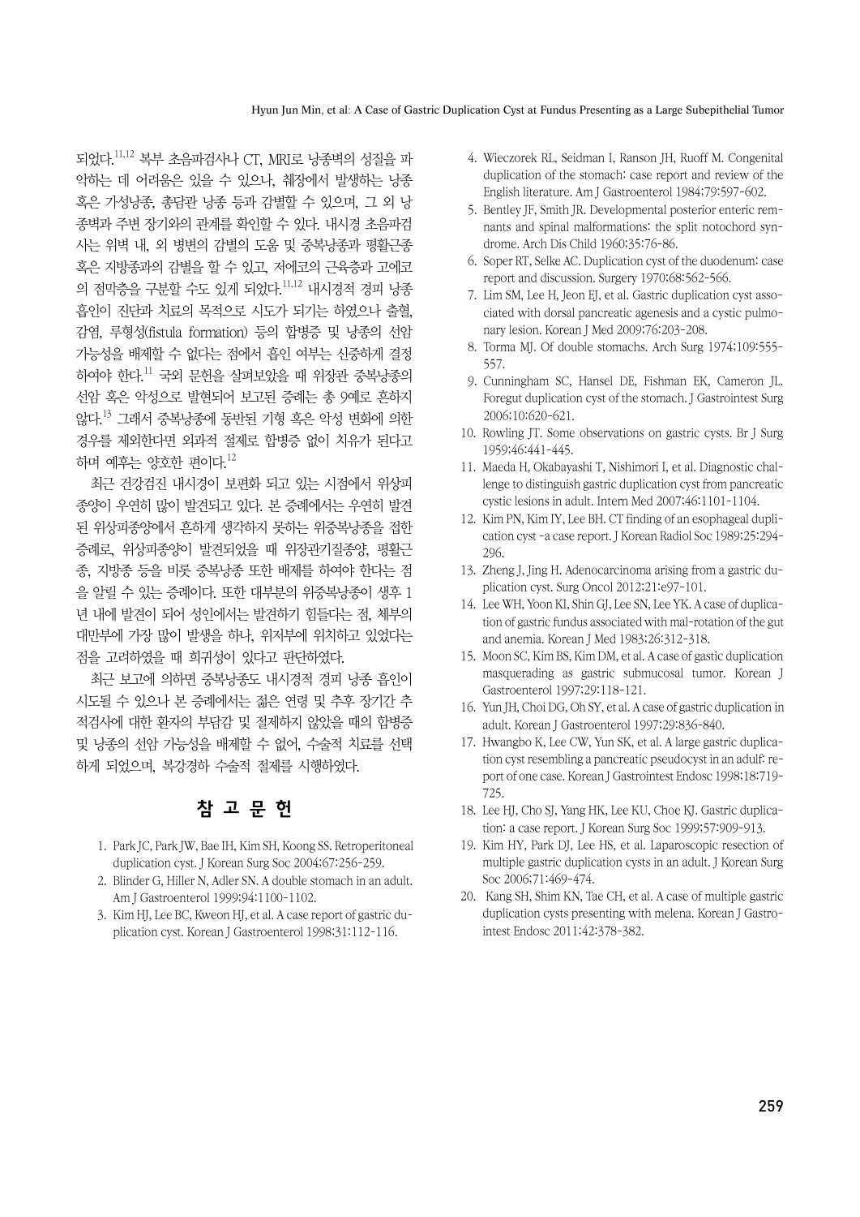되었다.[11,12] 복부 초음파검사나 CT, MRI로 낭종벽의 성질을 파악하는 데 어려움은 있을 수 있으나, 췌장에서 발생하는 낭종 혹은 가성낭종, 총담관 낭종 등과 감별할 수 있으며, 그 외 낭종벽과 주변 장기와의 관계를 확인할 수 있다. 내시경 초음파검사는 위벽 내, 외 병변의 감별의 도움 및 중복낭종과 평활근종 혹은 지방종과의 감별을 할 수 있고, 저에코의 근육층과 고에코의 점막층을 구분할 수도 있게 되었다.[11,12] 내시경적 경피 낭종 흡인이 진단과 치료의 목적으로 시도가 되기는 하였으나 출혈, 감염, 루형성(fistula formation) 등의 합병증 및 낭종의 선암 가능성을 배제할 수 없다는 점에서 흡인 여부는 신중하게 결정하여야 한다.[11] 국외 문헌을 살펴보았을 때 위장관 중복낭종의 선암 혹은 악성으로 발현되어 보고된 증례는 총 9예로 흔하지 않다.[13] 그래서 중복낭종에 동반된 기형 혹은 악성 변화에 의한 경우를 제외한다면 외과적 절제로 합병증 없이 치유가 된다고 하며 예후는 양호한 편이다.[12]

최근 건강검진 내시경이 보편화 되고 있는 시점에서 위상피종양이 우연히 많이 발견되고 있다. 본 증례에서는 우연히 발견된 위상피종양에서 흔하게 생각하지 못하는 위중복낭종을 접한 증례로, 위상피종양이 발견되었을 때 위장관기질종양, 평활근종, 지방종 등을 비롯 중복낭종 또한 배제를 하여야 한다는 점을 알릴 수 있는 증례이다. 또한 대부분의 위중복낭종이 생후 1년 내에 발견이 되어 성인에서는 발견하기 힘들다는 점, 체부의 대만부에 가장 많이 발생을 하나, 위저부에 위치하고 있었다는 점을 고려하였을 때 희귀성이 있다고 판단하였다.

최근 보고에 의하면 중복낭종도 내시경적 경피 낭종 흡인이 시도될 수 있으나 본 증례에서는 젊은 연령 및 추후 장기간 추적검사에 대한 환자의 부담감 및 절제하지 않았을 때의 합병증 및 낭종의 선암 가능성을 배제할 수 없어, 수술적 치료를 선택하게 되었으며, 복강경하 수술적 절제를 시행하였다.

## 참 고 문 헌

1. Park JC, Park JW, Bae IH, Kim SH, Koong SS. Retroperitoneal duplication cyst. J Korean Surg Soc 2004;67:256-259.
2. Blinder G, Hiller N, Adler SN. A double stomach in an adult. Am J Gastroenterol 1999;94:1100-1102.
3. Kim HJ, Lee BC, Kweon HJ, et al. A case report of gastric duplication cyst. Korean J Gastroenterol 1998;31:112-116.
4. Wieczorek RL, Seidman I, Ranson JH, Ruoff M. Congenital duplication of the stomach: case report and review of the English literature. Am J Gastroenterol 1984;79:597-602.
5. Bentley JF, Smith JR. Developmental posterior enteric remnants and spinal malformations: the split notochord syndrome. Arch Dis Child 1960;35:76-86.
6. Soper RT, Selke AC. Duplication cyst of the duodenum: case report and discussion. Surgery 1970;68:562-566.
7. Lim SM, Lee H, Jeon EJ, et al. Gastric duplication cyst associated with dorsal pancreatic agenesis and a cystic pulmonary lesion. Korean J Med 2009;76:203-208.
8. Torma MJ. Of double stomachs. Arch Surg 1974;109:555-557.
9. Cunningham SC, Hansel DE, Fishman EK, Cameron JL. Foregut duplication cyst of the stomach. J Gastrointest Surg 2006;10:620-621.
10. Rowling JT. Some observations on gastric cysts. Br J Surg 1959;46:441-445.
11. Maeda H, Okabayashi T, Nishimori I, et al. Diagnostic challenge to distinguish gastric duplication cyst from pancreatic cystic lesions in adult. Intern Med 2007;46:1101-1104.
12. Kim PN, Kim IY, Lee BH. CT finding of an esophageal duplication cyst -a case report. J Korean Radiol Soc 1989;25:294-296.
13. Zheng J, Jing H. Adenocarcinoma arising from a gastric duplication cyst. Surg Oncol 2012;21:e97-101.
14. Lee WH, Yoon KI, Shin GJ, Lee SN, Lee YK. A case of duplication of gastric fundus associated with mal-rotation of the gut and anemia. Korean J Med 1983;26:312-318.
15. Moon SC, Kim BS, Kim DM, et al. A case of gastic duplication masquerading as gastric submucosal tumor. Korean J Gastroenterol 1997;29:118-121.
16. Yun JH, Choi DG, Oh SY, et al. A case of gastric duplication in adult. Korean J Gastroenterol 1997;29:836-840.
17. Hwangbo K, Lee CW, Yun SK, et al. A large gastric duplication cyst resembling a pancreatic pseudocyst in an adulf: report of one case. Korean J Gastrointest Endosc 1998;18:719-725.
18. Lee HJ, Cho SJ, Yang HK, Lee KU, Choe KJ. Gastric duplication: a case report. J Korean Surg Soc 1999;57:909-913.
19. Kim HY, Park DJ, Lee HS, et al. Laparoscopic resection of multiple gastric duplication cysts in an adult. J Korean Surg Soc 2006;71:469-474.
20. Kang SH, Shim KN, Tae CH, et al. A case of multiple gastric duplication cysts presenting with melena. Korean J Gastrointest Endosc 2011;42:378-382.